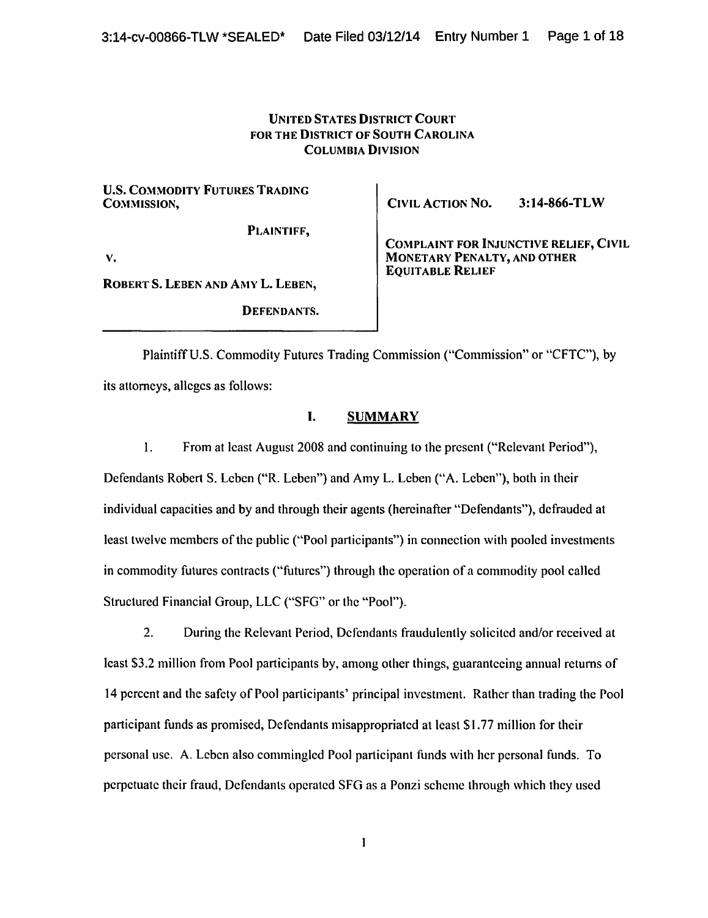**UNITED STATES DISTRICT COURT**
**FOR THE DISTRICT OF SOUTH CAROLINA**
**COLUMBIA DIVISION**

| | |
|---|---|
| **U.S. COMMODITY FUTURES TRADING COMMISSION,**<br><br>**PLAINTIFF,**<br><br>**V.**<br><br>**ROBERT S. LEBEN AND AMY L. LEBEN,**<br><br>**DEFENDANTS.** | **CIVIL ACTION NO. 3:14-866-TLW**<br><br>**COMPLAINT FOR INJUNCTIVE RELIEF, CIVIL MONETARY PENALTY, AND OTHER EQUITABLE RELIEF** |

Plaintiff U.S. Commodity Futures Trading Commission ("Commission" or "CFTC"), by its attorneys, alleges as follows:

## I. SUMMARY

1. From at least August 2008 and continuing to the present ("Relevant Period"), Defendants Robert S. Leben ("R. Leben") and Amy L. Leben ("A. Leben"), both in their individual capacities and by and through their agents (hereinafter "Defendants"), defrauded at least twelve members of the public ("Pool participants") in connection with pooled investments in commodity futures contracts ("futures") through the operation of a commodity pool called Structured Financial Group, LLC ("SFG" or the "Pool").

2. During the Relevant Period, Defendants fraudulently solicited and/or received at least $3.2 million from Pool participants by, among other things, guaranteeing annual returns of 14 percent and the safety of Pool participants' principal investment. Rather than trading the Pool participant funds as promised, Defendants misappropriated at least $1.77 million for their personal use. A. Leben also commingled Pool participant funds with her personal funds. To perpetuate their fraud, Defendants operated SFG as a Ponzi scheme through which they used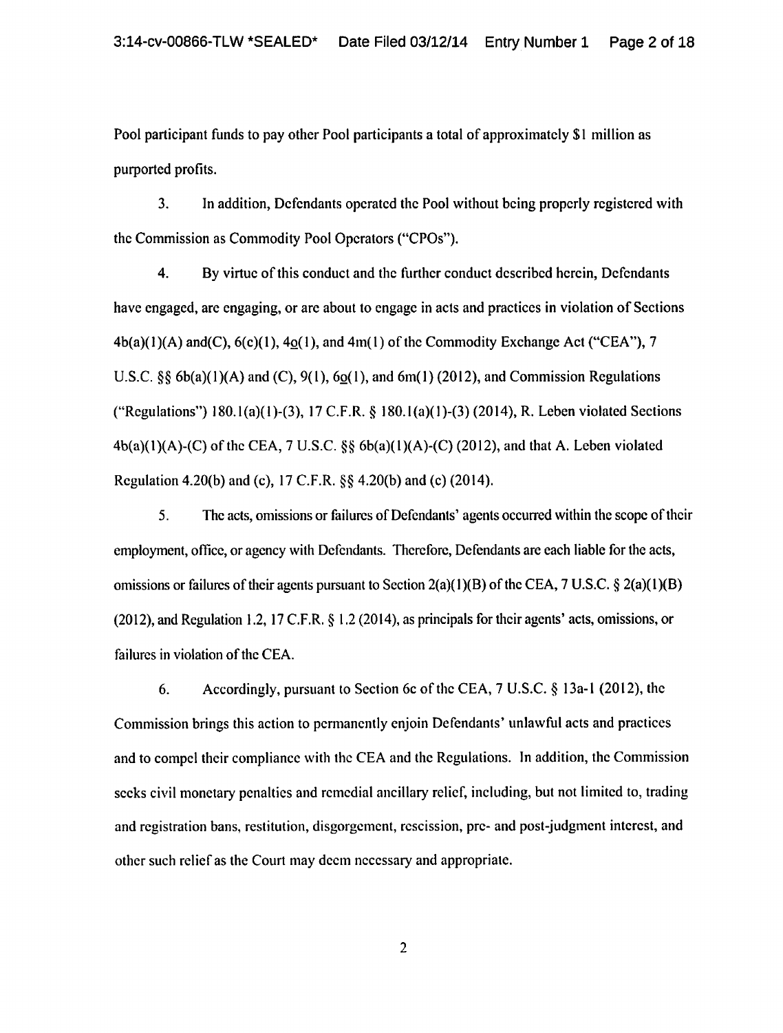Pool participant funds to pay other Pool participants a total of approximately $1 million as purported profits.

3. In addition, Defendants operated the Pool without being properly registered with the Commission as Commodity Pool Operators ("CPOs").

4. By virtue of this conduct and the further conduct described herein, Defendants have engaged, are engaging, or are about to engage in acts and practices in violation of Sections 4b(a)(1)(A) and(C), 6(c)(1), 4o(1), and 4m(1) of the Commodity Exchange Act ("CEA"), 7 U.S.C. §§ 6b(a)(1)(A) and (C), 9(1), 6o(1), and 6m(1) (2012), and Commission Regulations ("Regulations") 180.1(a)(1)-(3), 17 C.F.R. § 180.1(a)(1)-(3) (2014), R. Leben violated Sections 4b(a)(1)(A)-(C) of the CEA, 7 U.S.C. §§ 6b(a)(1)(A)-(C) (2012), and that A. Leben violated Regulation 4.20(b) and (c), 17 C.F.R. §§ 4.20(b) and (c) (2014).

5. The acts, omissions or failures of Defendants' agents occurred within the scope of their employment, office, or agency with Defendants. Therefore, Defendants are each liable for the acts, omissions or failures of their agents pursuant to Section 2(a)(1)(B) of the CEA, 7 U.S.C. § 2(a)(1)(B) (2012), and Regulation 1.2, 17 C.F.R. § 1.2 (2014), as principals for their agents' acts, omissions, or failures in violation of the CEA.

6. Accordingly, pursuant to Section 6c of the CEA, 7 U.S.C. § 13a-1 (2012), the Commission brings this action to permanently enjoin Defendants' unlawful acts and practices and to compel their compliance with the CEA and the Regulations. In addition, the Commission seeks civil monetary penalties and remedial ancillary relief, including, but not limited to, trading and registration bans, restitution, disgorgement, rescission, pre- and post-judgment interest, and other such relief as the Court may deem necessary and appropriate.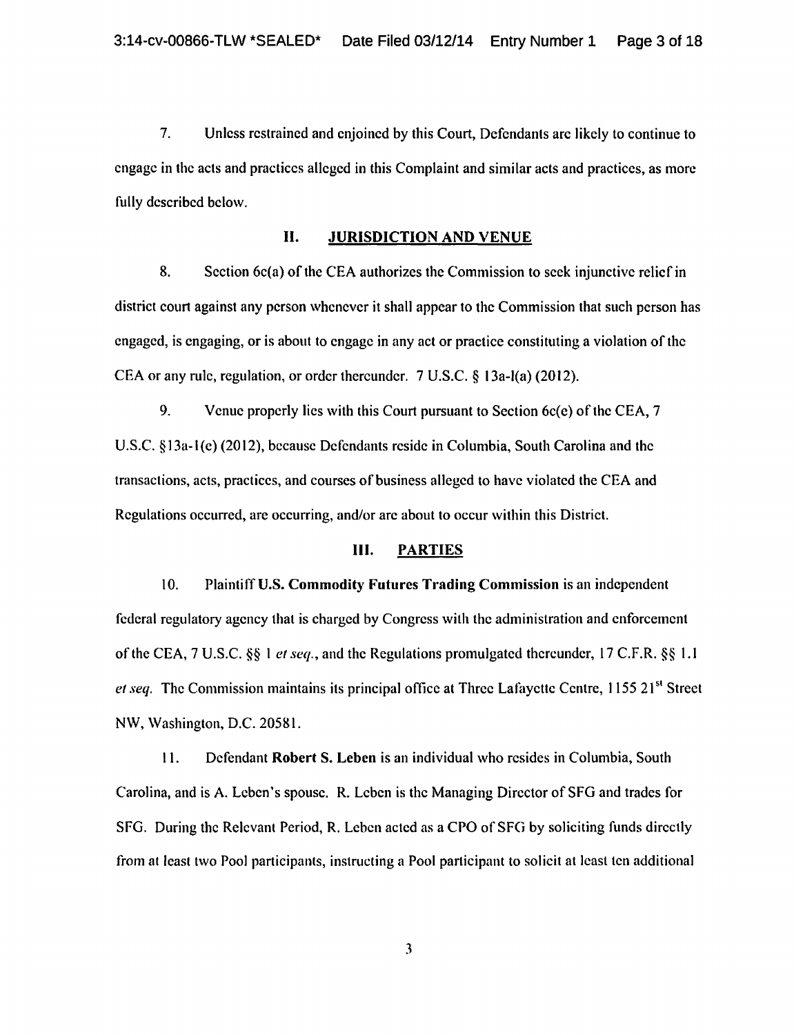7. Unless restrained and enjoined by this Court, Defendants are likely to continue to engage in the acts and practices alleged in this Complaint and similar acts and practices, as more fully described below.

## II. JURISDICTION AND VENUE

8. Section 6c(a) of the CEA authorizes the Commission to seek injunctive relief in district court against any person whenever it shall appear to the Commission that such person has engaged, is engaging, or is about to engage in any act or practice constituting a violation of the CEA or any rule, regulation, or order thereunder. 7 U.S.C. § 13a-l(a) (2012).

9. Venue properly lies with this Court pursuant to Section 6c(e) of the CEA, 7 U.S.C. §13a-1(e) (2012), because Defendants reside in Columbia, South Carolina and the transactions, acts, practices, and courses of business alleged to have violated the CEA and Regulations occurred, are occurring, and/or are about to occur within this District.

## III. PARTIES

10. Plaintiff **U.S. Commodity Futures Trading Commission** is an independent federal regulatory agency that is charged by Congress with the administration and enforcement of the CEA, 7 U.S.C. §§ 1 *et seq.*, and the Regulations promulgated thereunder, 17 C.F.R. §§ 1.1 *et seq.* The Commission maintains its principal office at Three Lafayette Centre, 1155 21st Street NW, Washington, D.C. 20581.

11. Defendant **Robert S. Leben** is an individual who resides in Columbia, South Carolina, and is A. Leben's spouse. R. Leben is the Managing Director of SFG and trades for SFG. During the Relevant Period, R. Leben acted as a CPO of SFG by soliciting funds directly from at least two Pool participants, instructing a Pool participant to solicit at least ten additional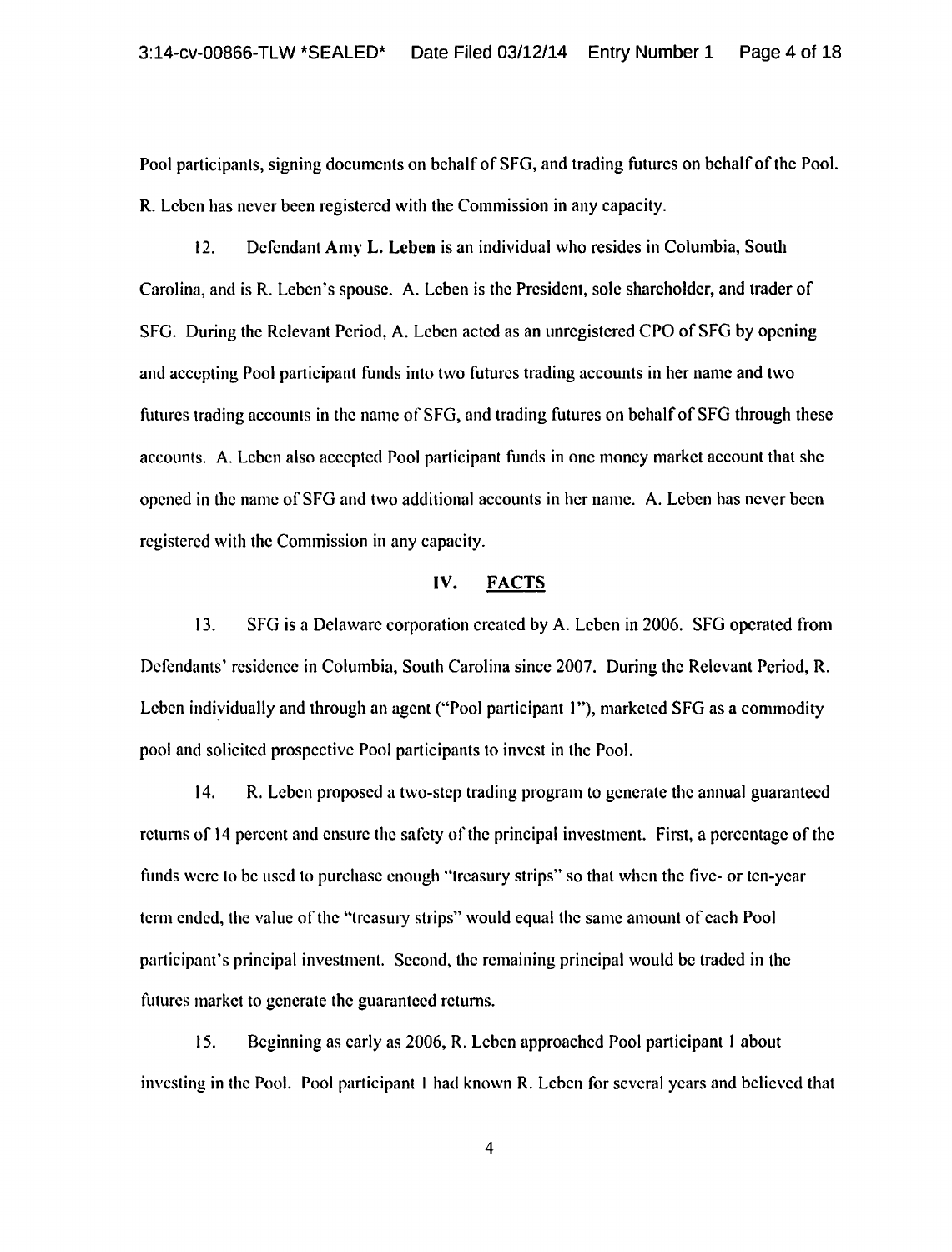Pool participants, signing documents on behalf of SFG, and trading futures on behalf of the Pool. R. Leben has never been registered with the Commission in any capacity.

12. Defendant **Amy L. Leben** is an individual who resides in Columbia, South Carolina, and is R. Leben's spouse. A. Leben is the President, sole shareholder, and trader of SFG. During the Relevant Period, A. Leben acted as an unregistered CPO of SFG by opening and accepting Pool participant funds into two futures trading accounts in her name and two futures trading accounts in the name of SFG, and trading futures on behalf of SFG through these accounts. A. Leben also accepted Pool participant funds in one money market account that she opened in the name of SFG and two additional accounts in her name. A. Leben has never been registered with the Commission in any capacity.

## IV. FACTS

13. SFG is a Delaware corporation created by A. Leben in 2006. SFG operated from Defendants' residence in Columbia, South Carolina since 2007. During the Relevant Period, R. Leben individually and through an agent ("Pool participant 1"), marketed SFG as a commodity pool and solicited prospective Pool participants to invest in the Pool.

14. R. Leben proposed a two-step trading program to generate the annual guaranteed returns of 14 percent and ensure the safety of the principal investment. First, a percentage of the funds were to be used to purchase enough "treasury strips" so that when the five- or ten-year term ended, the value of the "treasury strips" would equal the same amount of each Pool participant's principal investment. Second, the remaining principal would be traded in the futures market to generate the guaranteed returns.

15. Beginning as early as 2006, R. Leben approached Pool participant 1 about investing in the Pool. Pool participant 1 had known R. Leben for several years and believed that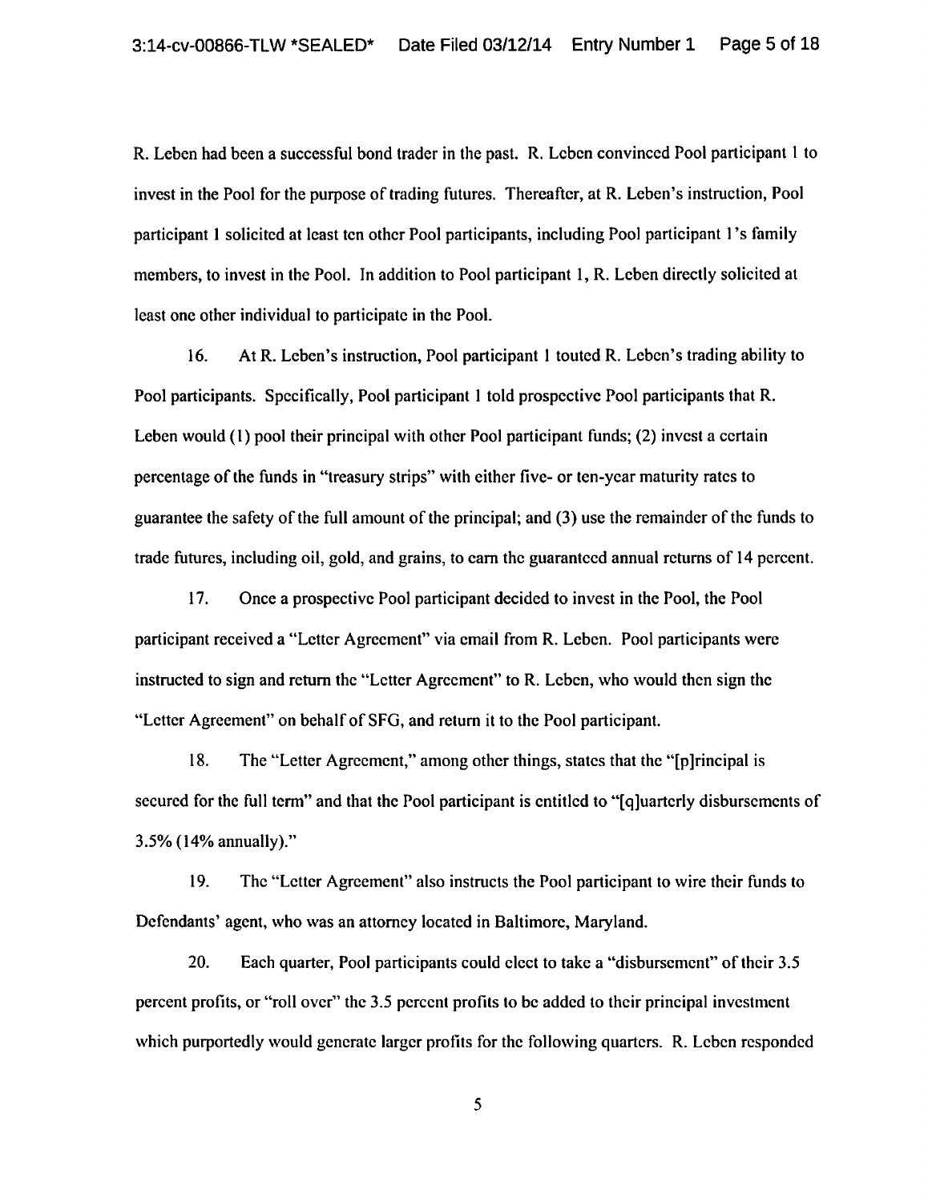R. Leben had been a successful bond trader in the past. R. Leben convinced Pool participant 1 to invest in the Pool for the purpose of trading futures. Thereafter, at R. Leben's instruction, Pool participant 1 solicited at least ten other Pool participants, including Pool participant 1's family members, to invest in the Pool. In addition to Pool participant 1, R. Leben directly solicited at least one other individual to participate in the Pool.

16. At R. Leben's instruction, Pool participant 1 touted R. Leben's trading ability to Pool participants. Specifically, Pool participant 1 told prospective Pool participants that R. Leben would (1) pool their principal with other Pool participant funds; (2) invest a certain percentage of the funds in "treasury strips" with either five- or ten-year maturity rates to guarantee the safety of the full amount of the principal; and (3) use the remainder of the funds to trade futures, including oil, gold, and grains, to earn the guaranteed annual returns of 14 percent.

17. Once a prospective Pool participant decided to invest in the Pool, the Pool participant received a "Letter Agreement" via email from R. Leben. Pool participants were instructed to sign and return the "Letter Agreement" to R. Leben, who would then sign the "Letter Agreement" on behalf of SFG, and return it to the Pool participant.

18. The "Letter Agreement," among other things, states that the "[p]rincipal is secured for the full term" and that the Pool participant is entitled to "[q]uarterly disbursements of 3.5% (14% annually)."

19. The "Letter Agreement" also instructs the Pool participant to wire their funds to Defendants' agent, who was an attorney located in Baltimore, Maryland.

20. Each quarter, Pool participants could elect to take a "disbursement" of their 3.5 percent profits, or "roll over" the 3.5 percent profits to be added to their principal investment which purportedly would generate larger profits for the following quarters. R. Leben responded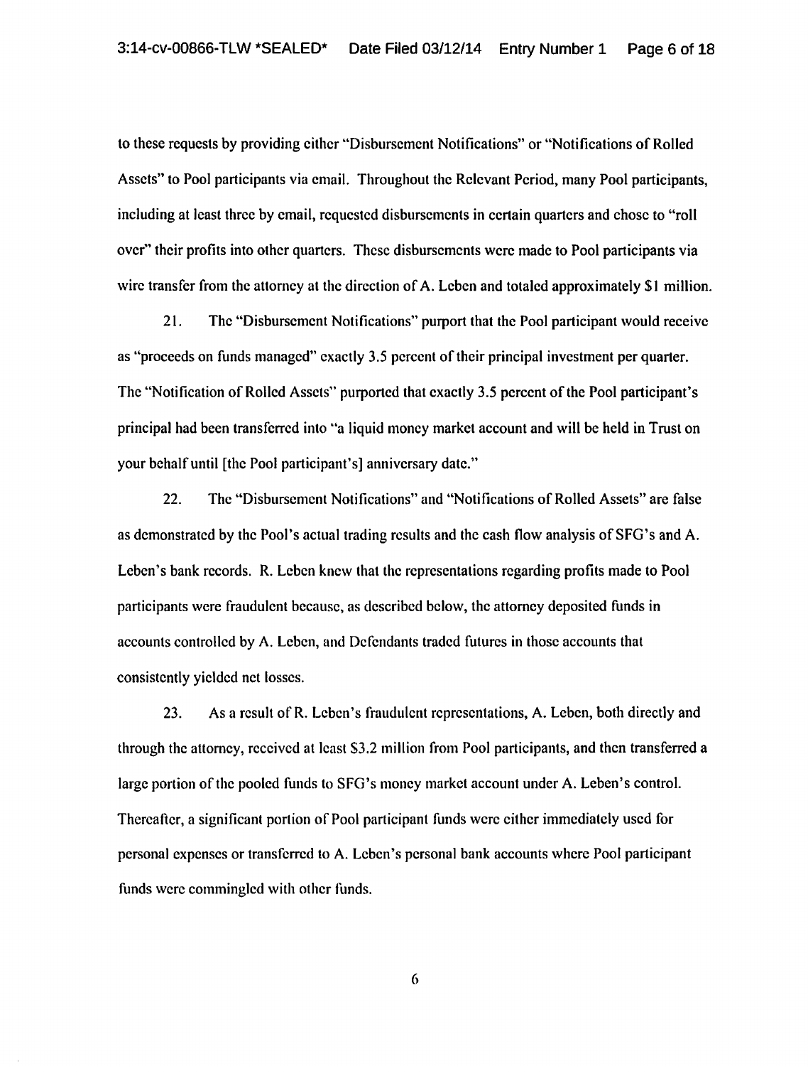to these requests by providing either "Disbursement Notifications" or "Notifications of Rolled Assets" to Pool participants via email. Throughout the Relevant Period, many Pool participants, including at least three by email, requested disbursements in certain quarters and chose to "roll over" their profits into other quarters. These disbursements were made to Pool participants via wire transfer from the attorney at the direction of A. Leben and totaled approximately $1 million.

21. The "Disbursement Notifications" purport that the Pool participant would receive as "proceeds on funds managed" exactly 3.5 percent of their principal investment per quarter. The "Notification of Rolled Assets" purported that exactly 3.5 percent of the Pool participant's principal had been transferred into "a liquid money market account and will be held in Trust on your behalf until [the Pool participant's] anniversary date."

22. The "Disbursement Notifications" and "Notifications of Rolled Assets" are false as demonstrated by the Pool's actual trading results and the cash flow analysis of SFG's and A. Leben's bank records. R. Leben knew that the representations regarding profits made to Pool participants were fraudulent because, as described below, the attorney deposited funds in accounts controlled by A. Leben, and Defendants traded futures in those accounts that consistently yielded net losses.

23. As a result of R. Leben's fraudulent representations, A. Leben, both directly and through the attorney, received at least $3.2 million from Pool participants, and then transferred a large portion of the pooled funds to SFG's money market account under A. Leben's control. Thereafter, a significant portion of Pool participant funds were either immediately used for personal expenses or transferred to A. Leben's personal bank accounts where Pool participant funds were commingled with other funds.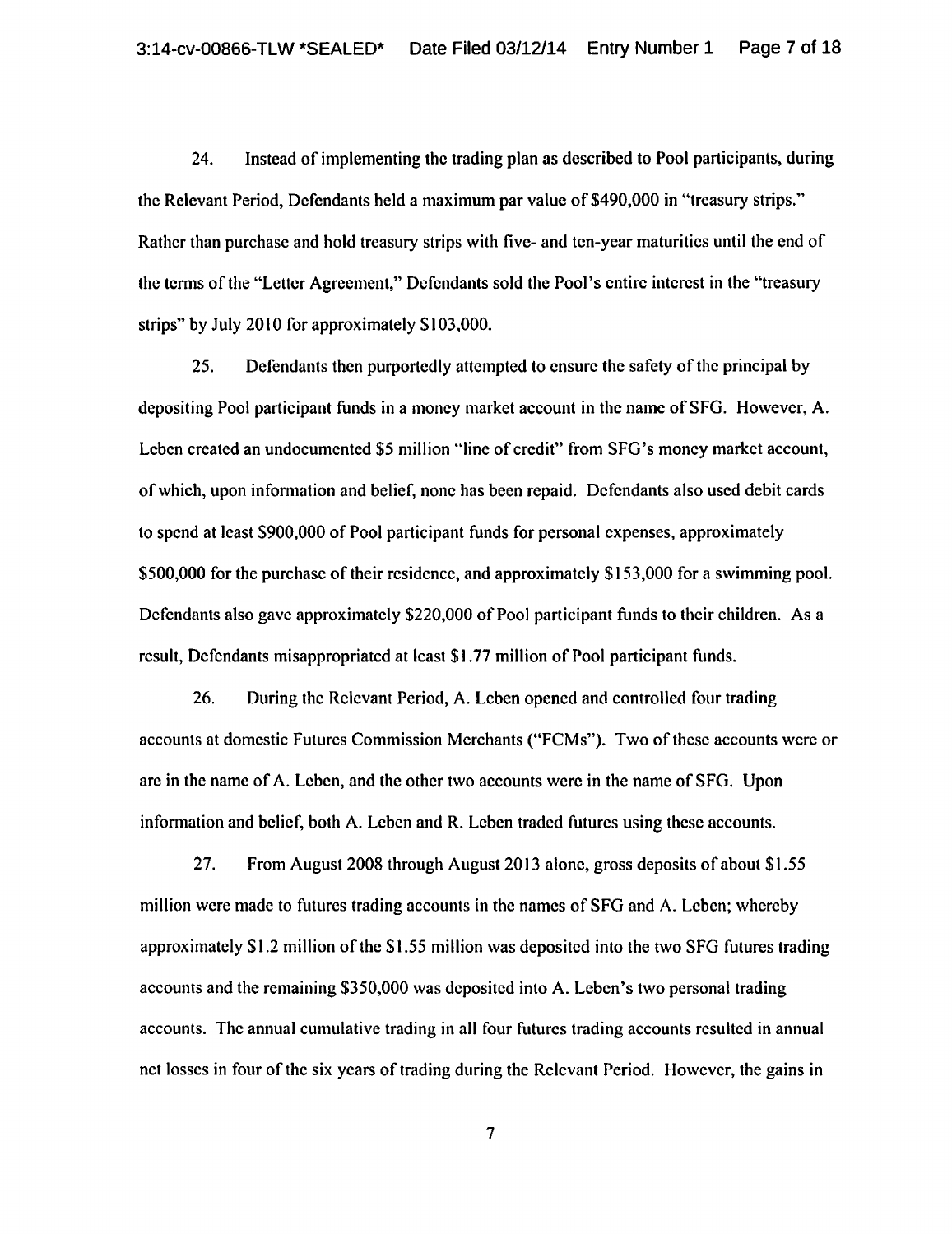24. Instead of implementing the trading plan as described to Pool participants, during the Relevant Period, Defendants held a maximum par value of $490,000 in "treasury strips." Rather than purchase and hold treasury strips with five- and ten-year maturities until the end of the terms of the "Letter Agreement," Defendants sold the Pool's entire interest in the "treasury strips" by July 2010 for approximately $103,000.

25. Defendants then purportedly attempted to ensure the safety of the principal by depositing Pool participant funds in a money market account in the name of SFG. However, A. Leben created an undocumented $5 million "line of credit" from SFG's money market account, of which, upon information and belief, none has been repaid. Defendants also used debit cards to spend at least $900,000 of Pool participant funds for personal expenses, approximately $500,000 for the purchase of their residence, and approximately $153,000 for a swimming pool. Defendants also gave approximately $220,000 of Pool participant funds to their children. As a result, Defendants misappropriated at least $1.77 million of Pool participant funds.

26. During the Relevant Period, A. Leben opened and controlled four trading accounts at domestic Futures Commission Merchants ("FCMs"). Two of these accounts were or are in the name of A. Leben, and the other two accounts were in the name of SFG. Upon information and belief, both A. Leben and R. Leben traded futures using these accounts.

27. From August 2008 through August 2013 alone, gross deposits of about $1.55 million were made to futures trading accounts in the names of SFG and A. Leben; whereby approximately $1.2 million of the $1.55 million was deposited into the two SFG futures trading accounts and the remaining $350,000 was deposited into A. Leben's two personal trading accounts. The annual cumulative trading in all four futures trading accounts resulted in annual net losses in four of the six years of trading during the Relevant Period. However, the gains in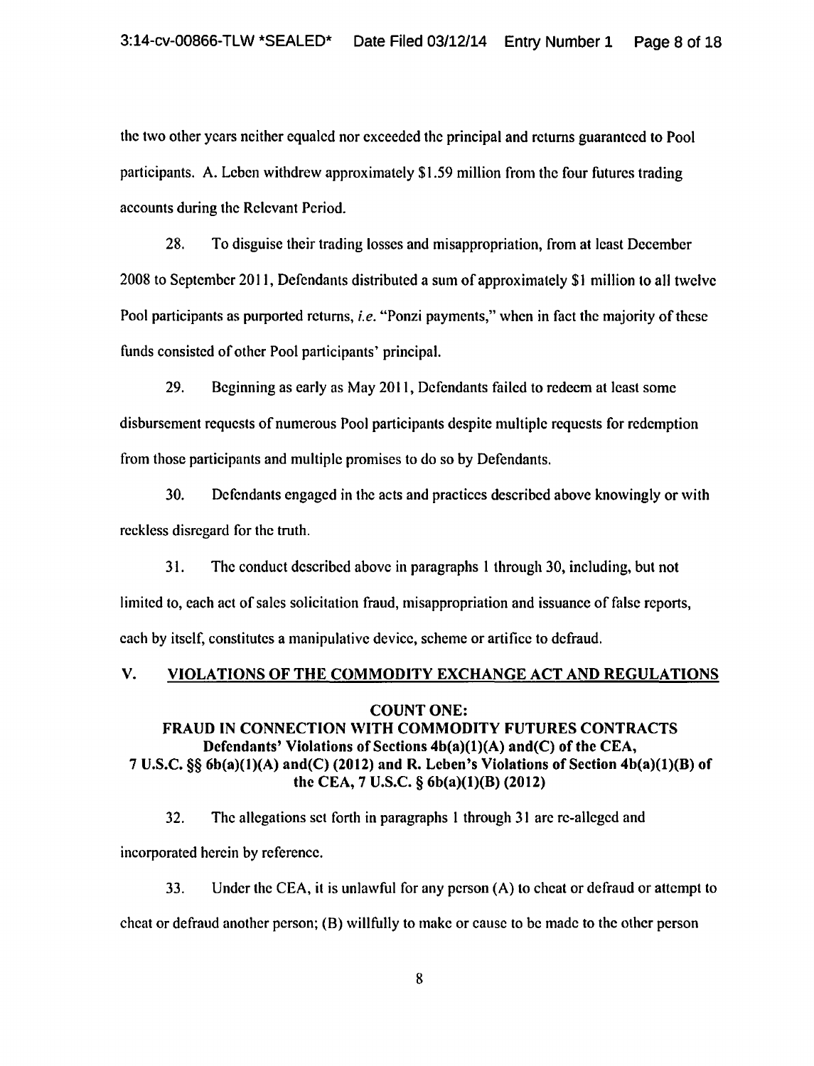the two other years neither equaled nor exceeded the principal and returns guaranteed to Pool participants. A. Leben withdrew approximately $1.59 million from the four futures trading accounts during the Relevant Period.

28. To disguise their trading losses and misappropriation, from at least December 2008 to September 2011, Defendants distributed a sum of approximately $1 million to all twelve Pool participants as purported returns, *i.e.* "Ponzi payments," when in fact the majority of these funds consisted of other Pool participants' principal.

29. Beginning as early as May 2011, Defendants failed to redeem at least some disbursement requests of numerous Pool participants despite multiple requests for redemption from those participants and multiple promises to do so by Defendants.

30. Defendants engaged in the acts and practices described above knowingly or with reckless disregard for the truth.

31. The conduct described above in paragraphs 1 through 30, including, but not limited to, each act of sales solicitation fraud, misappropriation and issuance of false reports, each by itself, constitutes a manipulative device, scheme or artifice to defraud.

## V. VIOLATIONS OF THE COMMODITY EXCHANGE ACT AND REGULATIONS

### COUNT ONE:
### FRAUD IN CONNECTION WITH COMMODITY FUTURES CONTRACTS
**Defendants' Violations of Sections 4b(a)(1)(A) and(C) of the CEA, 7 U.S.C. §§ 6b(a)(1)(A) and(C) (2012) and R. Leben's Violations of Section 4b(a)(1)(B) of the CEA, 7 U.S.C. § 6b(a)(1)(B) (2012)**

32. The allegations set forth in paragraphs 1 through 31 are re-alleged and incorporated herein by reference.

33. Under the CEA, it is unlawful for any person (A) to cheat or defraud or attempt to cheat or defraud another person; (B) willfully to make or cause to be made to the other person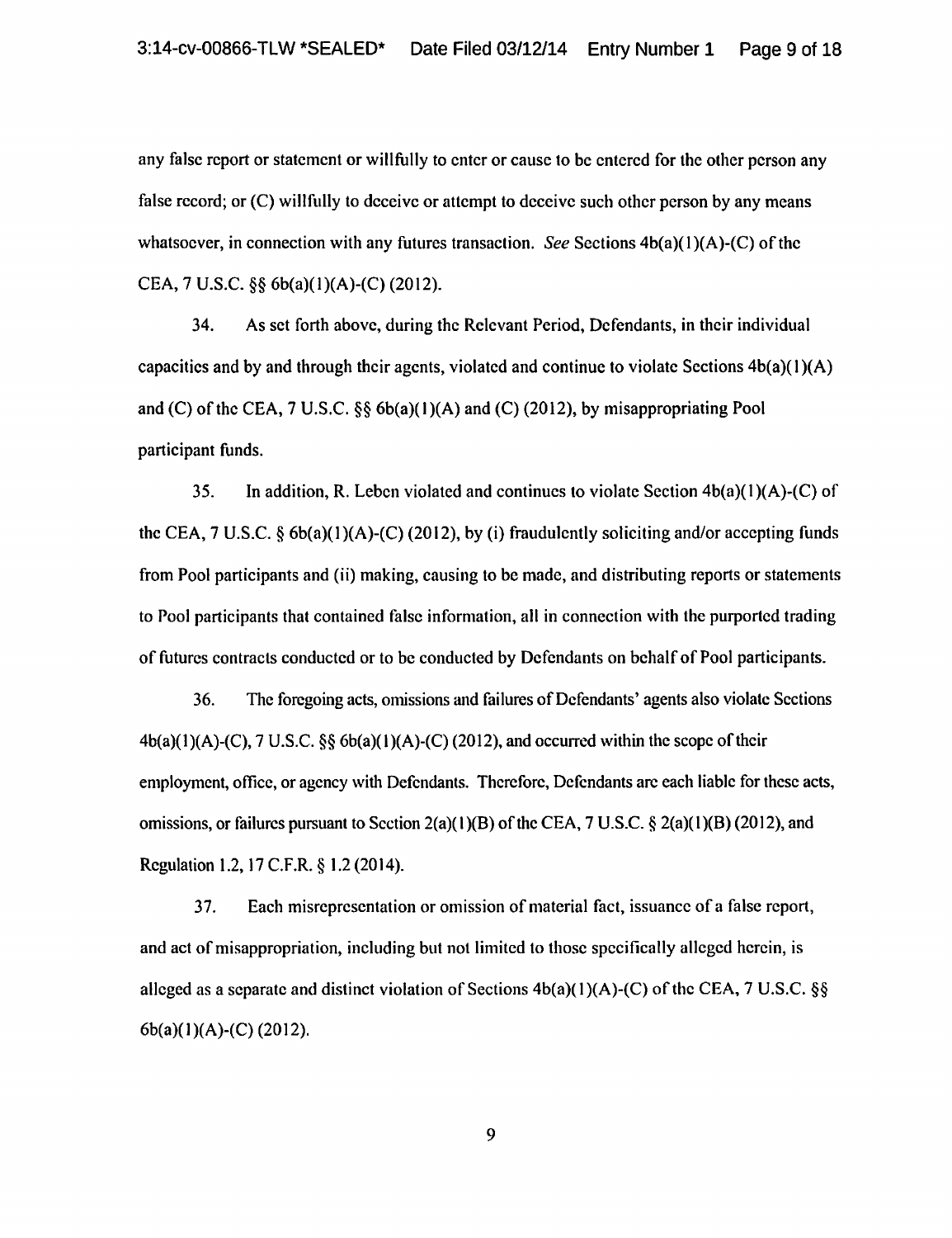any false report or statement or willfully to enter or cause to be entered for the other person any false record; or (C) willfully to deceive or attempt to deceive such other person by any means whatsoever, in connection with any futures transaction. *See* Sections 4b(a)(1)(A)-(C) of the CEA, 7 U.S.C. §§ 6b(a)(1)(A)-(C) (2012).

34. As set forth above, during the Relevant Period, Defendants, in their individual capacities and by and through their agents, violated and continue to violate Sections 4b(a)(1)(A) and (C) of the CEA, 7 U.S.C. §§ 6b(a)(1)(A) and (C) (2012), by misappropriating Pool participant funds.

35. In addition, R. Leben violated and continues to violate Section 4b(a)(1)(A)-(C) of the CEA, 7 U.S.C. § 6b(a)(1)(A)-(C) (2012), by (i) fraudulently soliciting and/or accepting funds from Pool participants and (ii) making, causing to be made, and distributing reports or statements to Pool participants that contained false information, all in connection with the purported trading of futures contracts conducted or to be conducted by Defendants on behalf of Pool participants.

36. The foregoing acts, omissions and failures of Defendants' agents also violate Sections 4b(a)(1)(A)-(C), 7 U.S.C. §§ 6b(a)(1)(A)-(C) (2012), and occurred within the scope of their employment, office, or agency with Defendants. Therefore, Defendants are each liable for these acts, omissions, or failures pursuant to Section 2(a)(1)(B) of the CEA, 7 U.S.C. § 2(a)(1)(B) (2012), and Regulation 1.2, 17 C.F.R. § 1.2 (2014).

37. Each misrepresentation or omission of material fact, issuance of a false report, and act of misappropriation, including but not limited to those specifically alleged herein, is alleged as a separate and distinct violation of Sections 4b(a)(1)(A)-(C) of the CEA, 7 U.S.C. §§ 6b(a)(1)(A)-(C) (2012).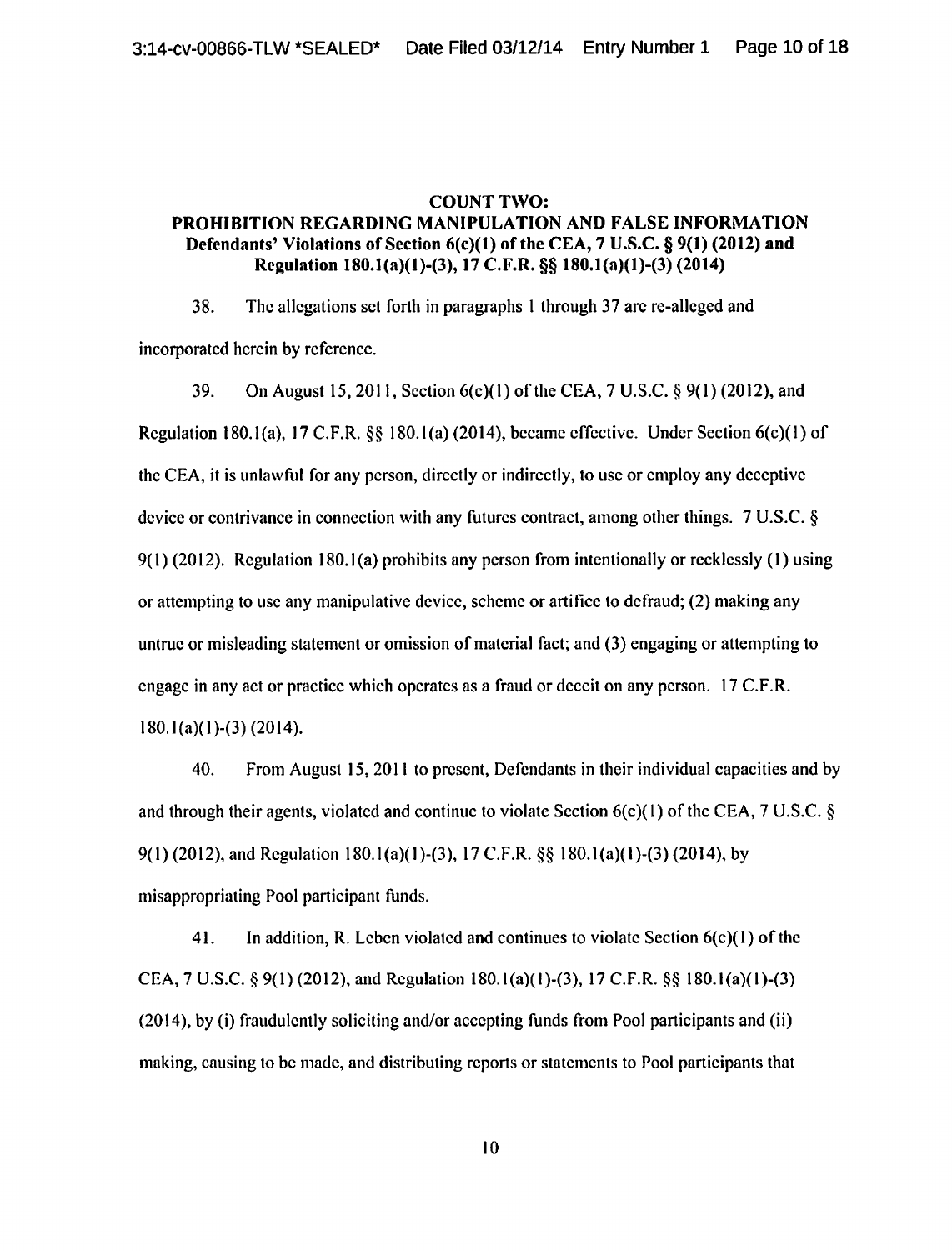## COUNT TWO:
## PROHIBITION REGARDING MANIPULATION AND FALSE INFORMATION
### Defendants' Violations of Section 6(c)(1) of the CEA, 7 U.S.C. § 9(1) (2012) and Regulation 180.1(a)(1)-(3), 17 C.F.R. §§ 180.1(a)(1)-(3) (2014)

38. The allegations set forth in paragraphs 1 through 37 are re-alleged and incorporated herein by reference.

39. On August 15, 2011, Section 6(c)(1) of the CEA, 7 U.S.C. § 9(1) (2012), and Regulation 180.1(a), 17 C.F.R. §§ 180.1(a) (2014), became effective. Under Section 6(c)(1) of the CEA, it is unlawful for any person, directly or indirectly, to use or employ any deceptive device or contrivance in connection with any futures contract, among other things. 7 U.S.C. § 9(1) (2012). Regulation 180.1(a) prohibits any person from intentionally or recklessly (1) using or attempting to use any manipulative device, scheme or artifice to defraud; (2) making any untrue or misleading statement or omission of material fact; and (3) engaging or attempting to engage in any act or practice which operates as a fraud or deceit on any person. 17 C.F.R. 180.1(a)(1)-(3) (2014).

40. From August 15, 2011 to present, Defendants in their individual capacities and by and through their agents, violated and continue to violate Section 6(c)(1) of the CEA, 7 U.S.C. § 9(1) (2012), and Regulation 180.1(a)(1)-(3), 17 C.F.R. §§ 180.1(a)(1)-(3) (2014), by misappropriating Pool participant funds.

41. In addition, R. Leben violated and continues to violate Section 6(c)(1) of the CEA, 7 U.S.C. § 9(1) (2012), and Regulation 180.1(a)(1)-(3), 17 C.F.R. §§ 180.1(a)(1)-(3) (2014), by (i) fraudulently soliciting and/or accepting funds from Pool participants and (ii) making, causing to be made, and distributing reports or statements to Pool participants that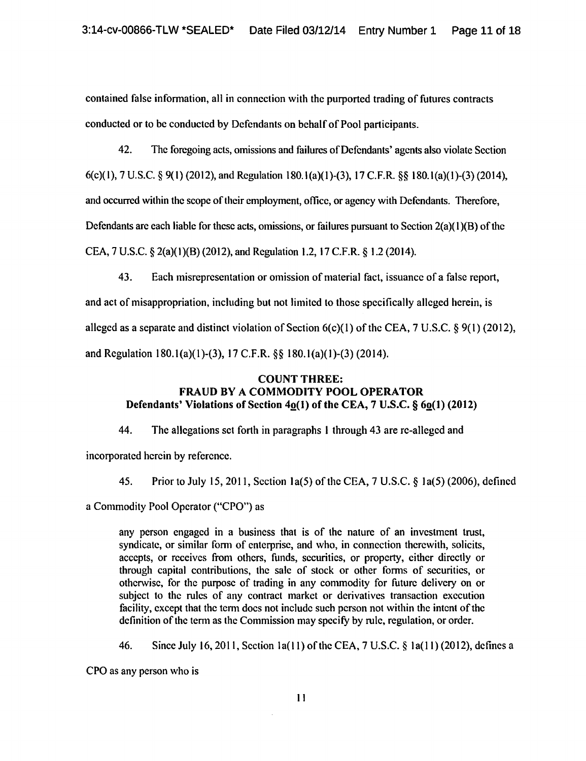contained false information, all in connection with the purported trading of futures contracts conducted or to be conducted by Defendants on behalf of Pool participants.

42. The foregoing acts, omissions and failures of Defendants' agents also violate Section 6(c)(1), 7 U.S.C. § 9(1) (2012), and Regulation 180.1(a)(1)-(3), 17 C.F.R. §§ 180.1(a)(1)-(3) (2014), and occurred within the scope of their employment, office, or agency with Defendants. Therefore, Defendants are each liable for these acts, omissions, or failures pursuant to Section 2(a)(1)(B) of the CEA, 7 U.S.C. § 2(a)(1)(B) (2012), and Regulation 1.2, 17 C.F.R. § 1.2 (2014).

43. Each misrepresentation or omission of material fact, issuance of a false report, and act of misappropriation, including but not limited to those specifically alleged herein, is alleged as a separate and distinct violation of Section 6(c)(1) of the CEA, 7 U.S.C. § 9(1) (2012), and Regulation 180.1(a)(1)-(3), 17 C.F.R. §§ 180.1(a)(1)-(3) (2014).

## COUNT THREE:
## FRAUD BY A COMMODITY POOL OPERATOR
### Defendants' Violations of Section 4o(1) of the CEA, 7 U.S.C. § 6o(1) (2012)

44. The allegations set forth in paragraphs 1 through 43 are re-alleged and incorporated herein by reference.

45. Prior to July 15, 2011, Section 1a(5) of the CEA, 7 U.S.C. § 1a(5) (2006), defined a Commodity Pool Operator ("CPO") as

> any person engaged in a business that is of the nature of an investment trust, syndicate, or similar form of enterprise, and who, in connection therewith, solicits, accepts, or receives from others, funds, securities, or property, either directly or through capital contributions, the sale of stock or other forms of securities, or otherwise, for the purpose of trading in any commodity for future delivery on or subject to the rules of any contract market or derivatives transaction execution facility, except that the term does not include such person not within the intent of the definition of the term as the Commission may specify by rule, regulation, or order.

46. Since July 16, 2011, Section 1a(11) of the CEA, 7 U.S.C. § 1a(11) (2012), defines a CPO as any person who is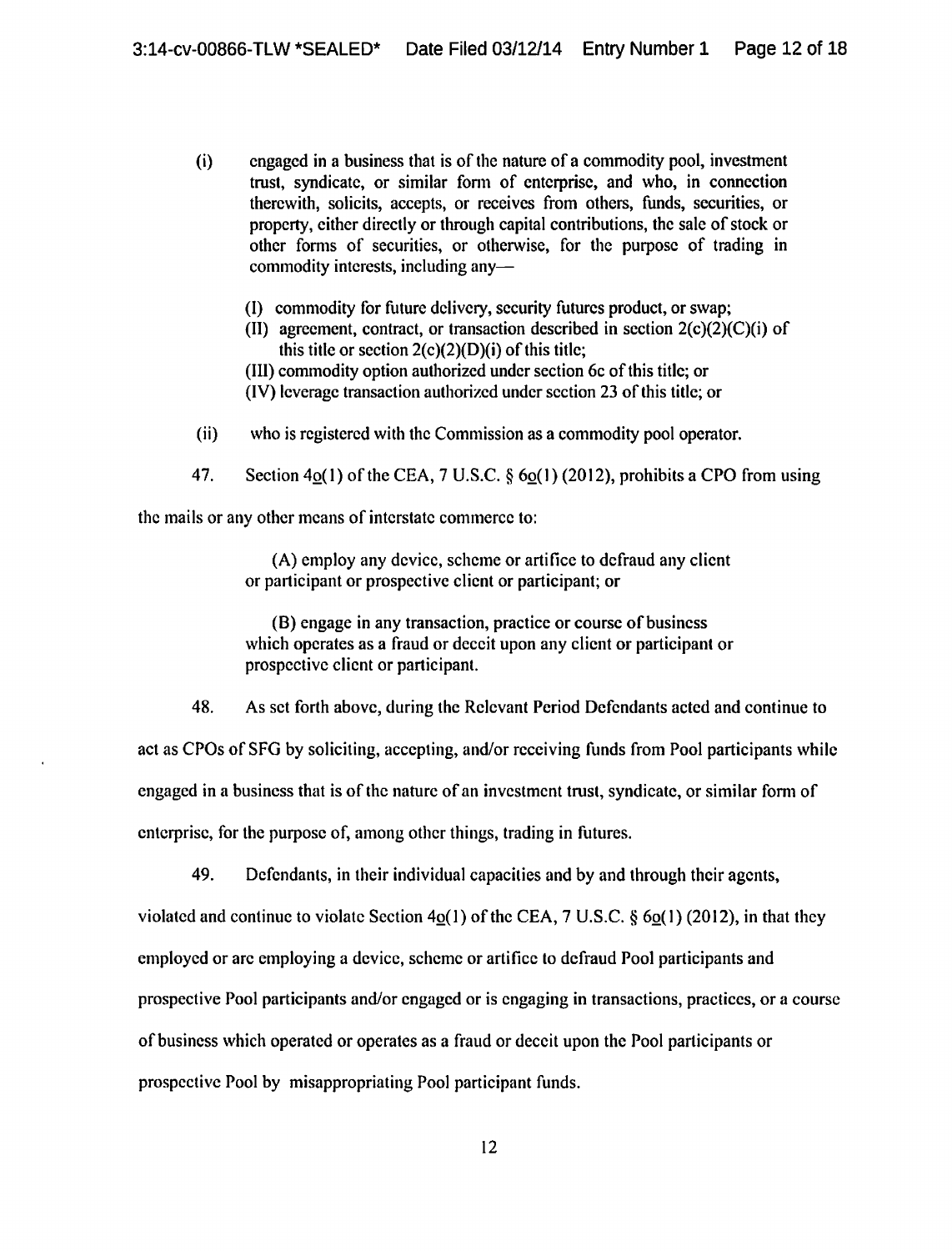(i) engaged in a business that is of the nature of a commodity pool, investment trust, syndicate, or similar form of enterprise, and who, in connection therewith, solicits, accepts, or receives from others, funds, securities, or property, either directly or through capital contributions, the sale of stock or other forms of securities, or otherwise, for the purpose of trading in commodity interests, including any—

(I) commodity for future delivery, security futures product, or swap;
(II) agreement, contract, or transaction described in section 2(c)(2)(C)(i) of this title or section 2(c)(2)(D)(i) of this title;
(III) commodity option authorized under section 6c of this title; or
(IV) leverage transaction authorized under section 23 of this title; or

(ii) who is registered with the Commission as a commodity pool operator.

47. Section 4o(1) of the CEA, 7 U.S.C. § 6o(1) (2012), prohibits a CPO from using the mails or any other means of interstate commerce to:

> (A) employ any device, scheme or artifice to defraud any client or participant or prospective client or participant; or
>
> (B) engage in any transaction, practice or course of business which operates as a fraud or deceit upon any client or participant or prospective client or participant.

48. As set forth above, during the Relevant Period Defendants acted and continue to act as CPOs of SFG by soliciting, accepting, and/or receiving funds from Pool participants while engaged in a business that is of the nature of an investment trust, syndicate, or similar form of enterprise, for the purpose of, among other things, trading in futures.

49. Defendants, in their individual capacities and by and through their agents, violated and continue to violate Section 4o(1) of the CEA, 7 U.S.C. § 6o(1) (2012), in that they employed or are employing a device, scheme or artifice to defraud Pool participants and prospective Pool participants and/or engaged or is engaging in transactions, practices, or a course of business which operated or operates as a fraud or deceit upon the Pool participants or prospective Pool by misappropriating Pool participant funds.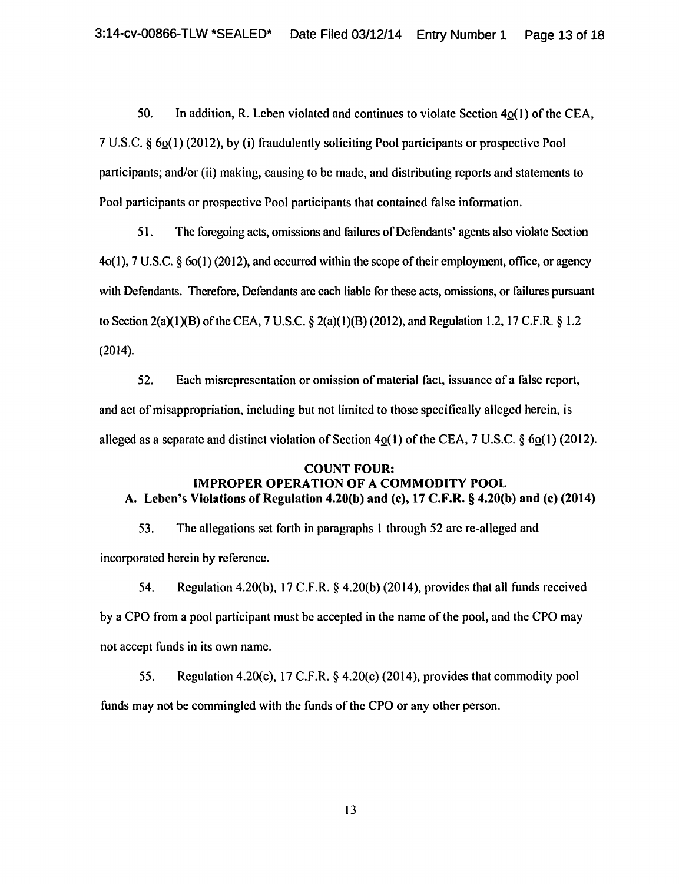50. In addition, R. Leben violated and continues to violate Section 4o(1) of the CEA, 7 U.S.C. § 6o(1) (2012), by (i) fraudulently soliciting Pool participants or prospective Pool participants; and/or (ii) making, causing to be made, and distributing reports and statements to Pool participants or prospective Pool participants that contained false information.

51. The foregoing acts, omissions and failures of Defendants' agents also violate Section 4o(1), 7 U.S.C. § 6o(1) (2012), and occurred within the scope of their employment, office, or agency with Defendants. Therefore, Defendants are each liable for these acts, omissions, or failures pursuant to Section 2(a)(1)(B) of the CEA, 7 U.S.C. § 2(a)(1)(B) (2012), and Regulation 1.2, 17 C.F.R. § 1.2 (2014).

52. Each misrepresentation or omission of material fact, issuance of a false report, and act of misappropriation, including but not limited to those specifically alleged herein, is alleged as a separate and distinct violation of Section 4o(1) of the CEA, 7 U.S.C. § 6o(1) (2012).

## COUNT FOUR:
## IMPROPER OPERATION OF A COMMODITY POOL
### A. Leben's Violations of Regulation 4.20(b) and (c), 17 C.F.R. § 4.20(b) and (c) (2014)

53. The allegations set forth in paragraphs 1 through 52 are re-alleged and incorporated herein by reference.

54. Regulation 4.20(b), 17 C.F.R. § 4.20(b) (2014), provides that all funds received by a CPO from a pool participant must be accepted in the name of the pool, and the CPO may not accept funds in its own name.

55. Regulation 4.20(c), 17 C.F.R. § 4.20(c) (2014), provides that commodity pool funds may not be commingled with the funds of the CPO or any other person.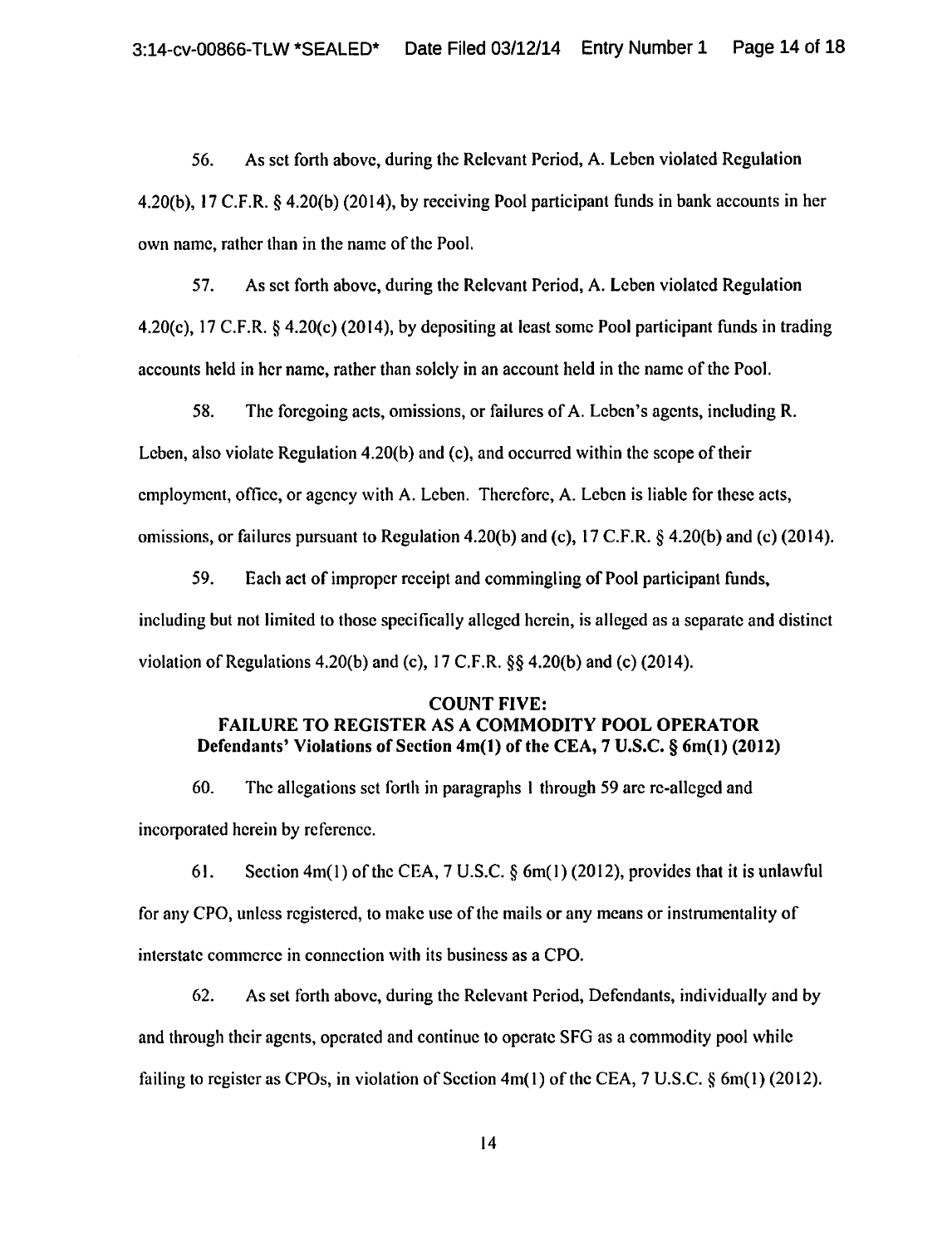56. As set forth above, during the Relevant Period, A. Leben violated Regulation 4.20(b), 17 C.F.R. § 4.20(b) (2014), by receiving Pool participant funds in bank accounts in her own name, rather than in the name of the Pool.

57. As set forth above, during the Relevant Period, A. Leben violated Regulation 4.20(c), 17 C.F.R. § 4.20(c) (2014), by depositing at least some Pool participant funds in trading accounts held in her name, rather than solely in an account held in the name of the Pool.

58. The foregoing acts, omissions, or failures of A. Leben's agents, including R. Leben, also violate Regulation 4.20(b) and (c), and occurred within the scope of their employment, office, or agency with A. Leben. Therefore, A. Leben is liable for these acts, omissions, or failures pursuant to Regulation 4.20(b) and (c), 17 C.F.R. § 4.20(b) and (c) (2014).

59. Each act of improper receipt and commingling of Pool participant funds, including but not limited to those specifically alleged herein, is alleged as a separate and distinct violation of Regulations 4.20(b) and (c), 17 C.F.R. §§ 4.20(b) and (c) (2014).

**COUNT FIVE:**
**FAILURE TO REGISTER AS A COMMODITY POOL OPERATOR**
**Defendants' Violations of Section 4m(1) of the CEA, 7 U.S.C. § 6m(1) (2012)**

60. The allegations set forth in paragraphs 1 through 59 are re-alleged and incorporated herein by reference.

61. Section 4m(1) of the CEA, 7 U.S.C. § 6m(1) (2012), provides that it is unlawful for any CPO, unless registered, to make use of the mails or any means or instrumentality of interstate commerce in connection with its business as a CPO.

62. As set forth above, during the Relevant Period, Defendants, individually and by and through their agents, operated and continue to operate SFG as a commodity pool while failing to register as CPOs, in violation of Section 4m(1) of the CEA, 7 U.S.C. § 6m(1) (2012).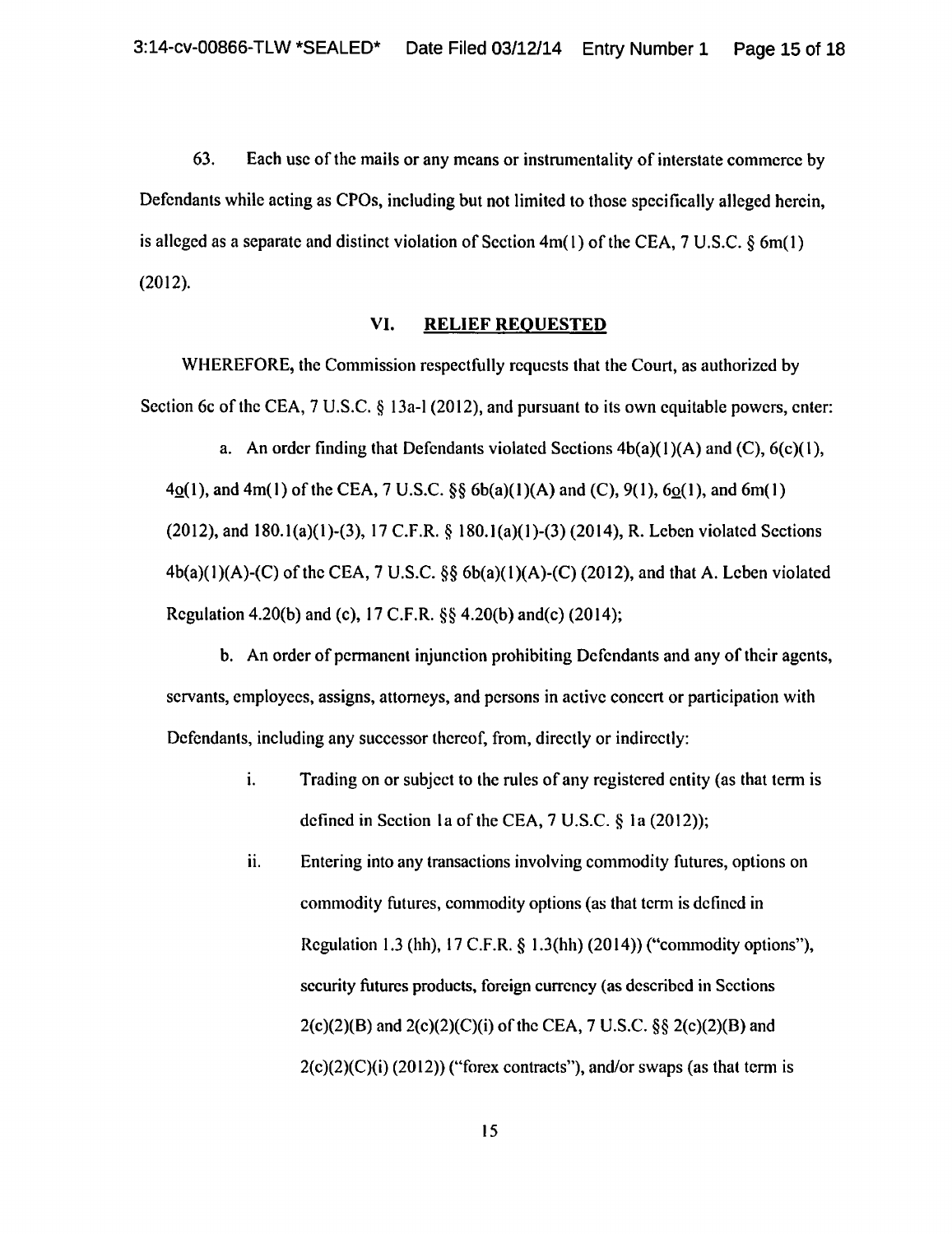63. Each use of the mails or any means or instrumentality of interstate commerce by Defendants while acting as CPOs, including but not limited to those specifically alleged herein, is alleged as a separate and distinct violation of Section 4m(1) of the CEA, 7 U.S.C. § 6m(1) (2012).

## VI. RELIEF REQUESTED

WHEREFORE, the Commission respectfully requests that the Court, as authorized by Section 6c of the CEA, 7 U.S.C. § 13a-1 (2012), and pursuant to its own equitable powers, enter:

a. An order finding that Defendants violated Sections 4b(a)(1)(A) and (C), 6(c)(1), 4o(1), and 4m(1) of the CEA, 7 U.S.C. §§ 6b(a)(1)(A) and (C), 9(1), 6o(1), and 6m(1) (2012), and 180.1(a)(1)-(3), 17 C.F.R. § 180.1(a)(1)-(3) (2014), R. Leben violated Sections 4b(a)(1)(A)-(C) of the CEA, 7 U.S.C. §§ 6b(a)(1)(A)-(C) (2012), and that A. Leben violated Regulation 4.20(b) and (c), 17 C.F.R. §§ 4.20(b) and(c) (2014);

b. An order of permanent injunction prohibiting Defendants and any of their agents, servants, employees, assigns, attorneys, and persons in active concert or participation with Defendants, including any successor thereof, from, directly or indirectly:

i. Trading on or subject to the rules of any registered entity (as that term is defined in Section 1a of the CEA, 7 U.S.C. § 1a (2012));

ii. Entering into any transactions involving commodity futures, options on commodity futures, commodity options (as that term is defined in Regulation 1.3 (hh), 17 C.F.R. § 1.3(hh) (2014)) ("commodity options"), security futures products, foreign currency (as described in Sections 2(c)(2)(B) and 2(c)(2)(C)(i) of the CEA, 7 U.S.C. §§ 2(c)(2)(B) and 2(c)(2)(C)(i) (2012)) ("forex contracts"), and/or swaps (as that term is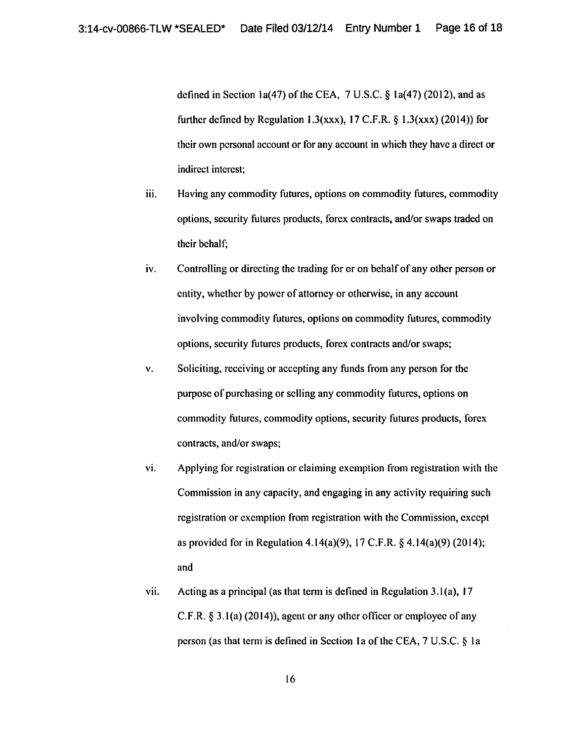defined in Section 1a(47) of the CEA, 7 U.S.C. § 1a(47) (2012), and as further defined by Regulation 1.3(xxx), 17 C.F.R. § 1.3(xxx) (2014)) for their own personal account or for any account in which they have a direct or indirect interest;

iii. Having any commodity futures, options on commodity futures, commodity options, security futures products, forex contracts, and/or swaps traded on their behalf;

iv. Controlling or directing the trading for or on behalf of any other person or entity, whether by power of attorney or otherwise, in any account involving commodity futures, options on commodity futures, commodity options, security futures products, forex contracts and/or swaps;

v. Soliciting, receiving or accepting any funds from any person for the purpose of purchasing or selling any commodity futures, options on commodity futures, commodity options, security futures products, forex contracts, and/or swaps;

vi. Applying for registration or claiming exemption from registration with the Commission in any capacity, and engaging in any activity requiring such registration or exemption from registration with the Commission, except as provided for in Regulation 4.14(a)(9), 17 C.F.R. § 4.14(a)(9) (2014); and

vii. Acting as a principal (as that term is defined in Regulation 3.1(a), 17 C.F.R. § 3.1(a) (2014)), agent or any other officer or employee of any person (as that term is defined in Section 1a of the CEA, 7 U.S.C. § 1a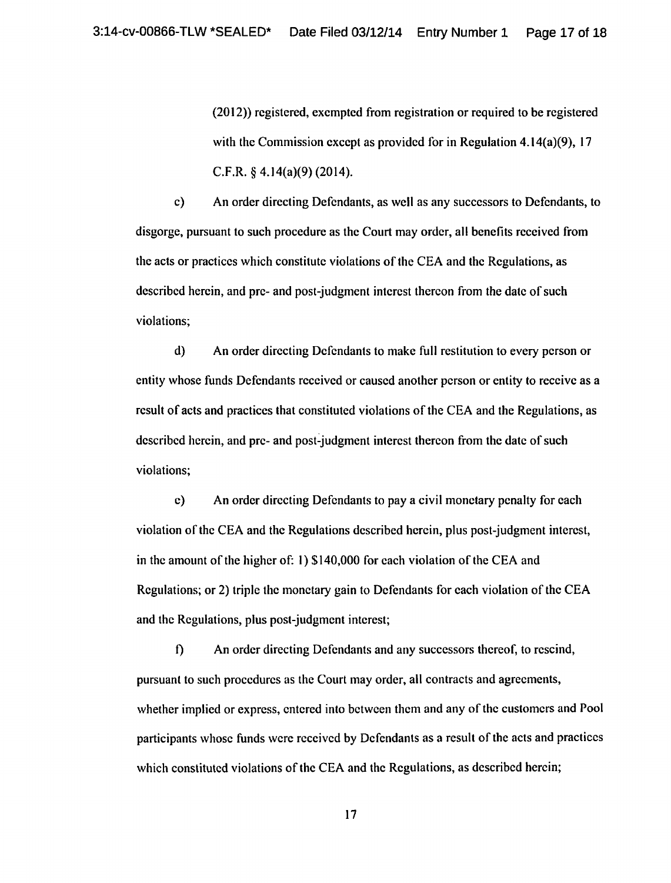(2012)) registered, exempted from registration or required to be registered with the Commission except as provided for in Regulation 4.14(a)(9), 17 C.F.R. § 4.14(a)(9) (2014).

c) An order directing Defendants, as well as any successors to Defendants, to disgorge, pursuant to such procedure as the Court may order, all benefits received from the acts or practices which constitute violations of the CEA and the Regulations, as described herein, and pre- and post-judgment interest thereon from the date of such violations;

d) An order directing Defendants to make full restitution to every person or entity whose funds Defendants received or caused another person or entity to receive as a result of acts and practices that constituted violations of the CEA and the Regulations, as described herein, and pre- and post-judgment interest thereon from the date of such violations;

e) An order directing Defendants to pay a civil monetary penalty for each violation of the CEA and the Regulations described herein, plus post-judgment interest, in the amount of the higher of: 1) $140,000 for each violation of the CEA and Regulations; or 2) triple the monetary gain to Defendants for each violation of the CEA and the Regulations, plus post-judgment interest;

f) An order directing Defendants and any successors thereof, to rescind, pursuant to such procedures as the Court may order, all contracts and agreements, whether implied or express, entered into between them and any of the customers and Pool participants whose funds were received by Defendants as a result of the acts and practices which constituted violations of the CEA and the Regulations, as described herein;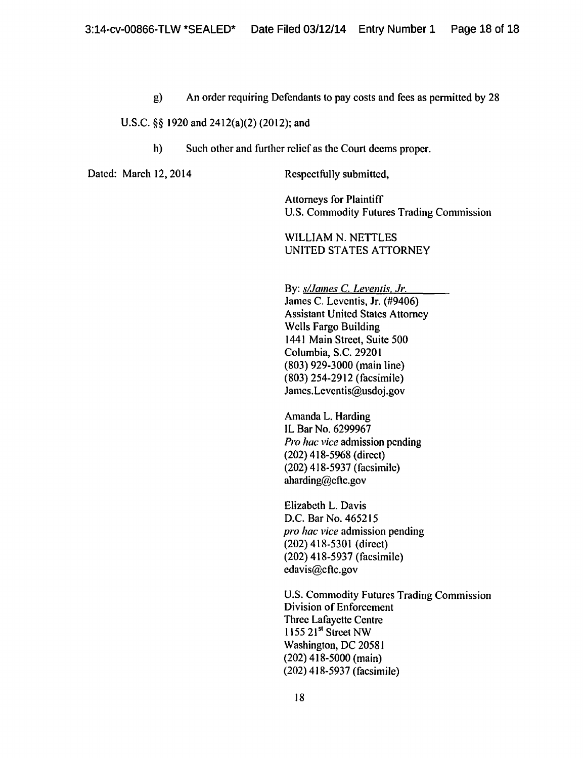g) An order requiring Defendants to pay costs and fees as permitted by 28 U.S.C. §§ 1920 and 2412(a)(2) (2012); and

h) Such other and further relief as the Court deems proper.

Dated: March 12, 2014

Respectfully submitted,

Attorneys for Plaintiff  
U.S. Commodity Futures Trading Commission

WILLIAM N. NETTLES  
UNITED STATES ATTORNEY

By: *s/James C. Leventis, Jr.*  
James C. Leventis, Jr. (#9406)  
Assistant United States Attorney  
Wells Fargo Building  
1441 Main Street, Suite 500  
Columbia, S.C. 29201  
(803) 929-3000 (main line)  
(803) 254-2912 (facsimile)  
James.Leventis@usdoj.gov

Amanda L. Harding  
IL Bar No. 6299967  
*Pro hac vice* admission pending  
(202) 418-5968 (direct)  
(202) 418-5937 (facsimile)  
aharding@cftc.gov

Elizabeth L. Davis  
D.C. Bar No. 465215  
*pro hac vice* admission pending  
(202) 418-5301 (direct)  
(202) 418-5937 (facsimile)  
edavis@cftc.gov

U.S. Commodity Futures Trading Commission  
Division of Enforcement  
Three Lafayette Centre  
1155 21st Street NW  
Washington, DC 20581  
(202) 418-5000 (main)  
(202) 418-5937 (facsimile)